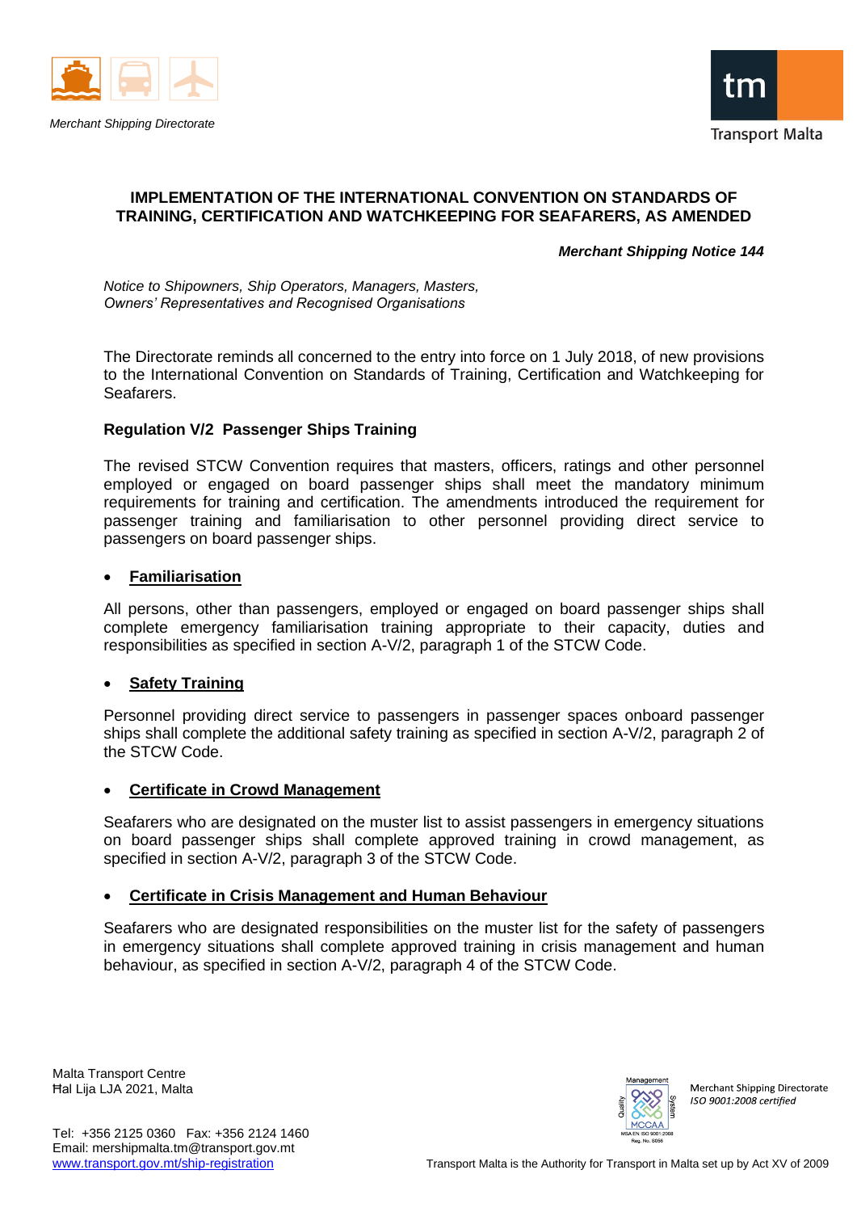Merchant Shipping Directorate

Transport Malta

# IMPLEMENTATION OF THE INTERNATIONAL CONVENTION ON STANDARDS OF TRAINING, CERTIFICATION AND WATCHKEEPING FOR SEAFARERS, AS AMENDED

***Merchant Shipping Notice 144***

*Notice to Shipowners, Ship Operators, Managers, Masters, Owners' Representatives and Recognised Organisations*

The Directorate reminds all concerned to the entry into force on 1 July 2018, of new provisions to the International Convention on Standards of Training, Certification and Watchkeeping for Seafarers.

**Regulation V/2 Passenger Ships Training**

The revised STCW Convention requires that masters, officers, ratings and other personnel employed or engaged on board passenger ships shall meet the mandatory minimum requirements for training and certification. The amendments introduced the requirement for passenger training and familiarisation to other personnel providing direct service to passengers on board passenger ships.

- **Familiarisation**

All persons, other than passengers, employed or engaged on board passenger ships shall complete emergency familiarisation training appropriate to their capacity, duties and responsibilities as specified in section A-V/2, paragraph 1 of the STCW Code.

- **Safety Training**

Personnel providing direct service to passengers in passenger spaces onboard passenger ships shall complete the additional safety training as specified in section A-V/2, paragraph 2 of the STCW Code.

- **Certificate in Crowd Management**

Seafarers who are designated on the muster list to assist passengers in emergency situations on board passenger ships shall complete approved training in crowd management, as specified in section A-V/2, paragraph 3 of the STCW Code.

- **Certificate in Crisis Management and Human Behaviour**

Seafarers who are designated responsibilities on the muster list for the safety of passengers in emergency situations shall complete approved training in crisis management and human behaviour, as specified in section A-V/2, paragraph 4 of the STCW Code.

Malta Transport Centre
Ħal Lija LJA 2021, Malta

Tel: +356 2125 0360 Fax: +356 2124 1460
Email: mershipmalta.tm@transport.gov.mt
www.transport.gov.mt/ship-registration

Merchant Shipping Directorate
*ISO 9001:2008 certified*

Transport Malta is the Authority for Transport in Malta set up by Act XV of 2009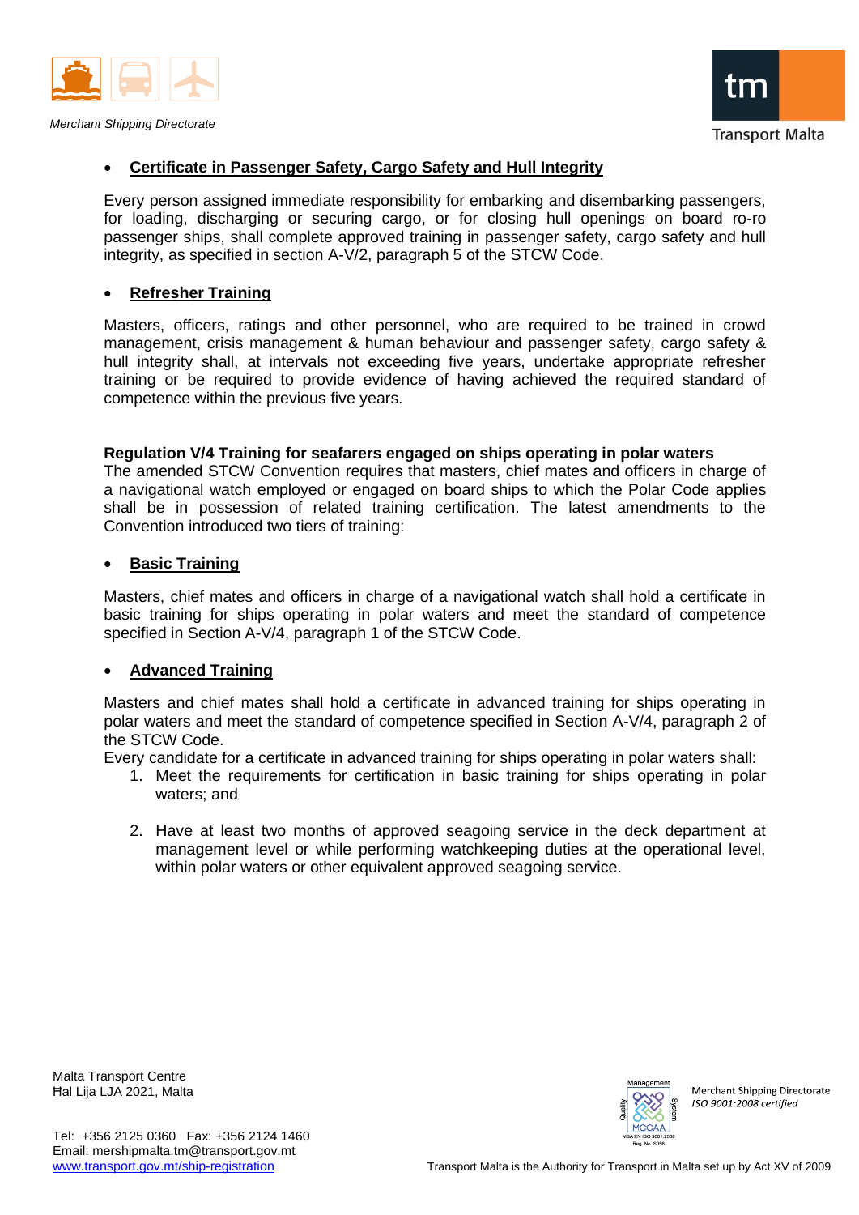- **Certificate in Passenger Safety, Cargo Safety and Hull Integrity**

Every person assigned immediate responsibility for embarking and disembarking passengers, for loading, discharging or securing cargo, or for closing hull openings on board ro-ro passenger ships, shall complete approved training in passenger safety, cargo safety and hull integrity, as specified in section A-V/2, paragraph 5 of the STCW Code.

- **Refresher Training**

Masters, officers, ratings and other personnel, who are required to be trained in crowd management, crisis management & human behaviour and passenger safety, cargo safety & hull integrity shall, at intervals not exceeding five years, undertake appropriate refresher training or be required to provide evidence of having achieved the required standard of competence within the previous five years.

**Regulation V/4 Training for seafarers engaged on ships operating in polar waters**

The amended STCW Convention requires that masters, chief mates and officers in charge of a navigational watch employed or engaged on board ships to which the Polar Code applies shall be in possession of related training certification. The latest amendments to the Convention introduced two tiers of training:

- **Basic Training**

Masters, chief mates and officers in charge of a navigational watch shall hold a certificate in basic training for ships operating in polar waters and meet the standard of competence specified in Section A-V/4, paragraph 1 of the STCW Code.

- **Advanced Training**

Masters and chief mates shall hold a certificate in advanced training for ships operating in polar waters and meet the standard of competence specified in Section A-V/4, paragraph 2 of the STCW Code.

Every candidate for a certificate in advanced training for ships operating in polar waters shall:

1. Meet the requirements for certification in basic training for ships operating in polar waters; and
2. Have at least two months of approved seagoing service in the deck department at management level or while performing watchkeeping duties at the operational level, within polar waters or other equivalent approved seagoing service.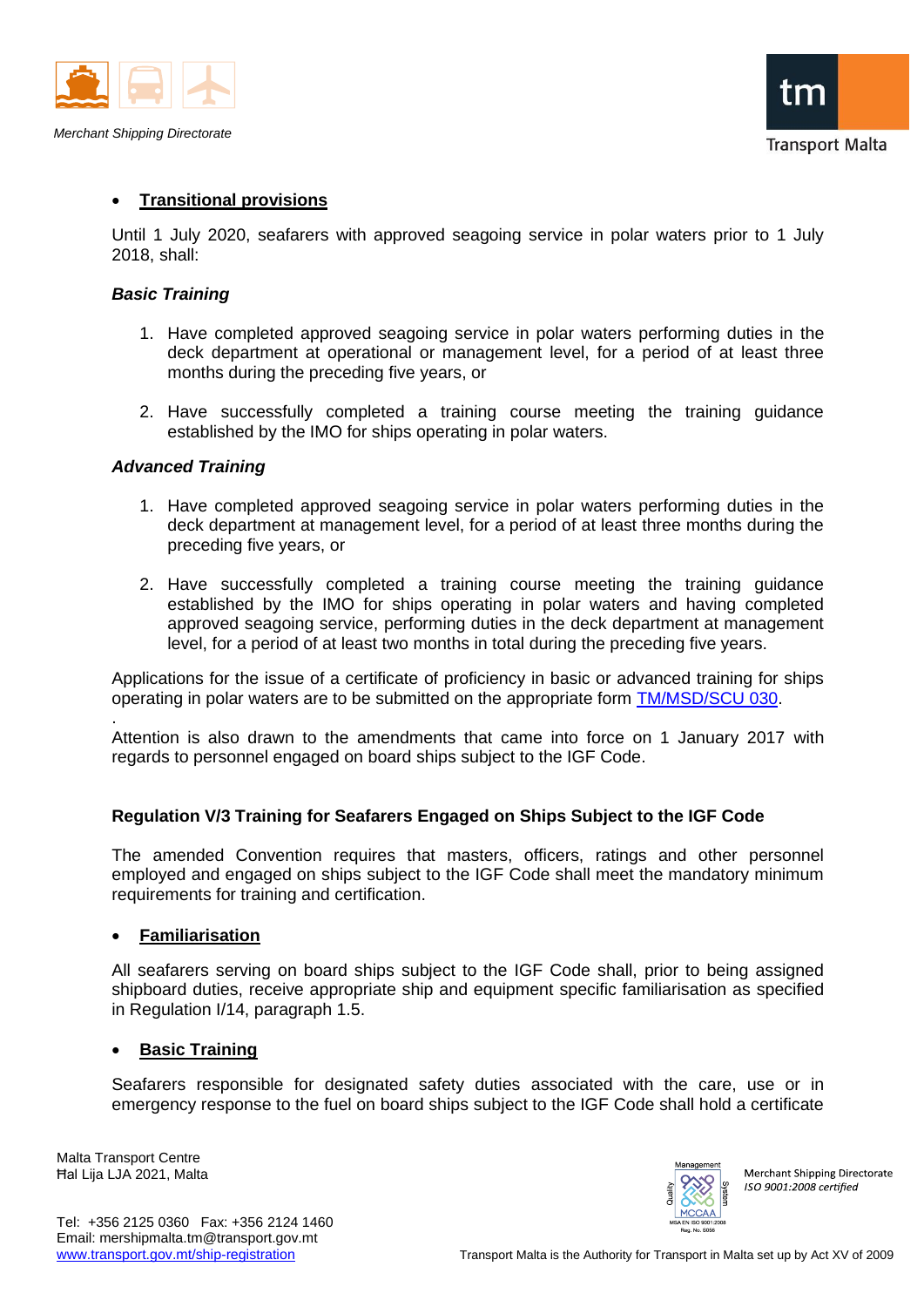- **Transitional provisions**

Until 1 July 2020, seafarers with approved seagoing service in polar waters prior to 1 July 2018, shall:

***Basic Training***

1. Have completed approved seagoing service in polar waters performing duties in the deck department at operational or management level, for a period of at least three months during the preceding five years, or

2. Have successfully completed a training course meeting the training guidance established by the IMO for ships operating in polar waters.

***Advanced Training***

1. Have completed approved seagoing service in polar waters performing duties in the deck department at management level, for a period of at least three months during the preceding five years, or

2. Have successfully completed a training course meeting the training guidance established by the IMO for ships operating in polar waters and having completed approved seagoing service, performing duties in the deck department at management level, for a period of at least two months in total during the preceding five years.

Applications for the issue of a certificate of proficiency in basic or advanced training for ships operating in polar waters are to be submitted on the appropriate form TM/MSD/SCU 030.

.

Attention is also drawn to the amendments that came into force on 1 January 2017 with regards to personnel engaged on board ships subject to the IGF Code.

**Regulation V/3 Training for Seafarers Engaged on Ships Subject to the IGF Code**

The amended Convention requires that masters, officers, ratings and other personnel employed and engaged on ships subject to the IGF Code shall meet the mandatory minimum requirements for training and certification.

- **Familiarisation**

All seafarers serving on board ships subject to the IGF Code shall, prior to being assigned shipboard duties, receive appropriate ship and equipment specific familiarisation as specified in Regulation I/14, paragraph 1.5.

- **Basic Training**

Seafarers responsible for designated safety duties associated with the care, use or in emergency response to the fuel on board ships subject to the IGF Code shall hold a certificate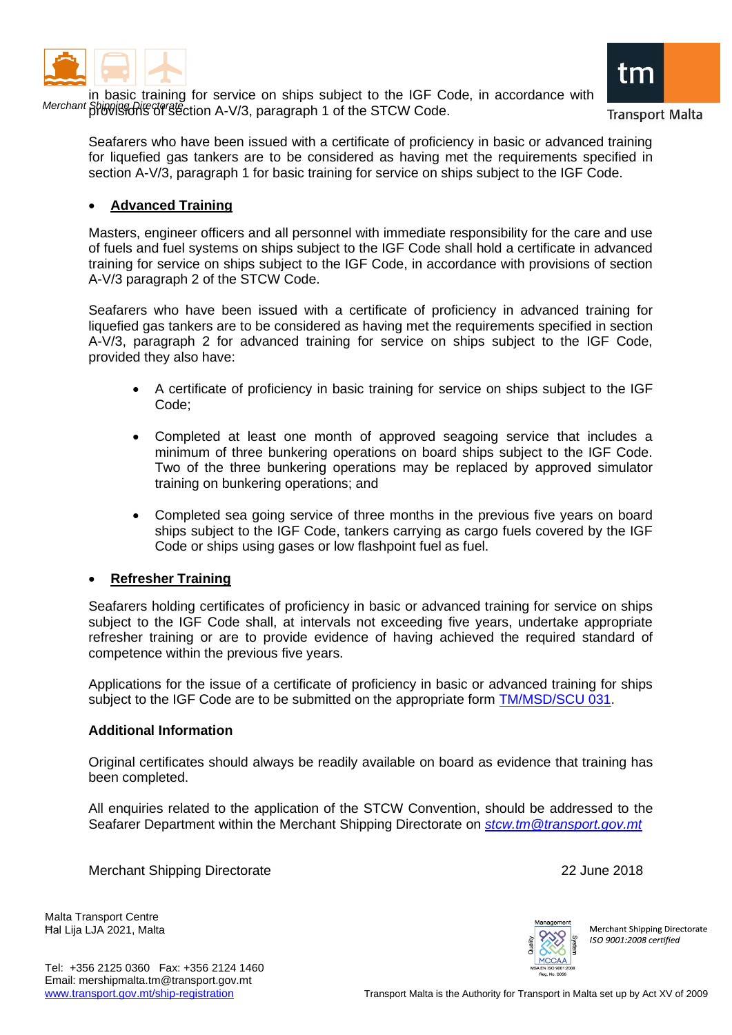in basic training for service on ships subject to the IGF Code, in accordance with provisions of section A-V/3, paragraph 1 of the STCW Code.

Seafarers who have been issued with a certificate of proficiency in basic or advanced training for liquefied gas tankers are to be considered as having met the requirements specified in section A-V/3, paragraph 1 for basic training for service on ships subject to the IGF Code.

- **Advanced Training**

Masters, engineer officers and all personnel with immediate responsibility for the care and use of fuels and fuel systems on ships subject to the IGF Code shall hold a certificate in advanced training for service on ships subject to the IGF Code, in accordance with provisions of section A-V/3 paragraph 2 of the STCW Code.

Seafarers who have been issued with a certificate of proficiency in advanced training for liquefied gas tankers are to be considered as having met the requirements specified in section A-V/3, paragraph 2 for advanced training for service on ships subject to the IGF Code, provided they also have:

- A certificate of proficiency in basic training for service on ships subject to the IGF Code;
- Completed at least one month of approved seagoing service that includes a minimum of three bunkering operations on board ships subject to the IGF Code. Two of the three bunkering operations may be replaced by approved simulator training on bunkering operations; and
- Completed sea going service of three months in the previous five years on board ships subject to the IGF Code, tankers carrying as cargo fuels covered by the IGF Code or ships using gases or low flashpoint fuel as fuel.

- **Refresher Training**

Seafarers holding certificates of proficiency in basic or advanced training for service on ships subject to the IGF Code shall, at intervals not exceeding five years, undertake appropriate refresher training or are to provide evidence of having achieved the required standard of competence within the previous five years.

Applications for the issue of a certificate of proficiency in basic or advanced training for ships subject to the IGF Code are to be submitted on the appropriate form TM/MSD/SCU 031.

**Additional Information**

Original certificates should always be readily available on board as evidence that training has been completed.

All enquiries related to the application of the STCW Convention, should be addressed to the Seafarer Department within the Merchant Shipping Directorate on *stcw.tm@transport.gov.mt*

Merchant Shipping Directorate

22 June 2018